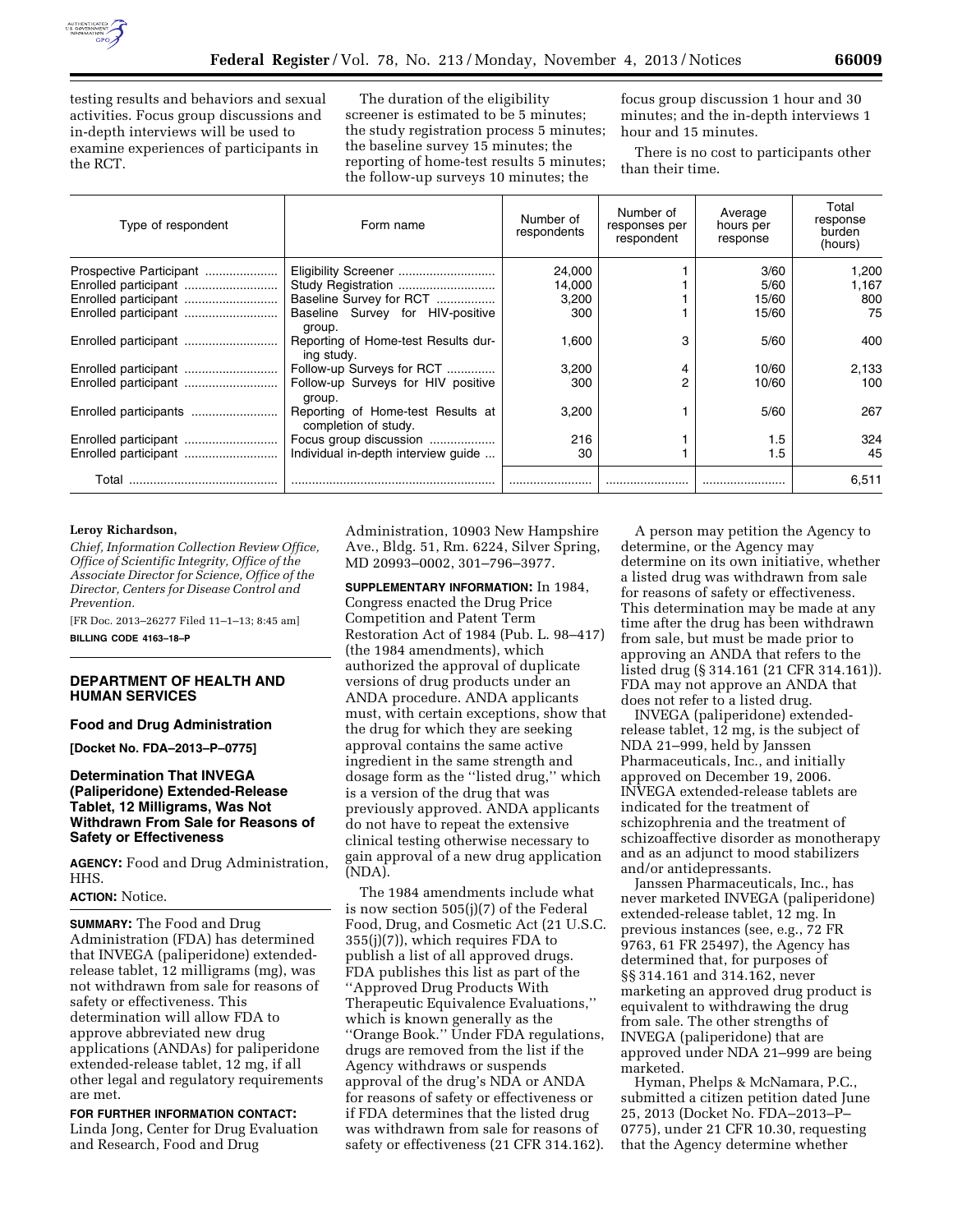testing results and behaviors and sexual activities. Focus group discussions and in-depth interviews will be used to examine experiences of participants in the RCT.

The duration of the eligibility screener is estimated to be 5 minutes; the study registration process 5 minutes; the baseline survey 15 minutes; the reporting of home-test results 5 minutes; the follow-up surveys 10 minutes; the focus group discussion 1 hour and 30 minutes; and the in-depth interviews 1 hour and 15 minutes.

There is no cost to participants other than their time.

| Type of respondent | Form name | Number of respondents | Number of responses per respondent | Average hours per response | Total response burden (hours) |
|---|---|---|---|---|---|
| Prospective Participant | Eligibility Screener | 24,000 | 1 | 3/60 | 1,200 |
| Enrolled participant | Study Registration | 14,000 | 1 | 5/60 | 1,167 |
| Enrolled participant | Baseline Survey for RCT | 3,200 | 1 | 15/60 | 800 |
| Enrolled participant | Baseline Survey for HIV-positive group. | 300 | 1 | 15/60 | 75 |
| Enrolled participant | Reporting of Home-test Results during study. | 1,600 | 3 | 5/60 | 400 |
| Enrolled participant | Follow-up Surveys for RCT | 3,200 | 4 | 10/60 | 2,133 |
| Enrolled participant | Follow-up Surveys for HIV positive group. | 300 | 2 | 10/60 | 100 |
| Enrolled participants | Reporting of Home-test Results at completion of study. | 3,200 | 1 | 5/60 | 267 |
| Enrolled participant | Focus group discussion | 216 | 1 | 1.5 | 324 |
| Enrolled participant | Individual in-depth interview guide | 30 | 1 | 1.5 | 45 |
| Total | | | | | 6,511 |

**Leroy Richardson,**

*Chief, Information Collection Review Office, Office of Scientific Integrity, Office of the Associate Director for Science, Office of the Director, Centers for Disease Control and Prevention.*

[FR Doc. 2013–26277 Filed 11–1–13; 8:45 am]

**BILLING CODE 4163–18–P**

## DEPARTMENT OF HEALTH AND HUMAN SERVICES

### Food and Drug Administration

**[Docket No. FDA–2013–P–0775]**

### Determination That INVEGA (Paliperidone) Extended-Release Tablet, 12 Milligrams, Was Not Withdrawn From Sale for Reasons of Safety or Effectiveness

**AGENCY:** Food and Drug Administration, HHS.

**ACTION:** Notice.

**SUMMARY:** The Food and Drug Administration (FDA) has determined that INVEGA (paliperidone) extended-release tablet, 12 milligrams (mg), was not withdrawn from sale for reasons of safety or effectiveness. This determination will allow FDA to approve abbreviated new drug applications (ANDAs) for paliperidone extended-release tablet, 12 mg, if all other legal and regulatory requirements are met.

**FOR FURTHER INFORMATION CONTACT:** Linda Jong, Center for Drug Evaluation and Research, Food and Drug Administration, 10903 New Hampshire Ave., Bldg. 51, Rm. 6224, Silver Spring, MD 20993–0002, 301–796–3977.

**SUPPLEMENTARY INFORMATION:** In 1984, Congress enacted the Drug Price Competition and Patent Term Restoration Act of 1984 (Pub. L. 98–417) (the 1984 amendments), which authorized the approval of duplicate versions of drug products under an ANDA procedure. ANDA applicants must, with certain exceptions, show that the drug for which they are seeking approval contains the same active ingredient in the same strength and dosage form as the ''listed drug,'' which is a version of the drug that was previously approved. ANDA applicants do not have to repeat the extensive clinical testing otherwise necessary to gain approval of a new drug application (NDA).

The 1984 amendments include what is now section 505(j)(7) of the Federal Food, Drug, and Cosmetic Act (21 U.S.C. 355(j)(7)), which requires FDA to publish a list of all approved drugs. FDA publishes this list as part of the ''Approved Drug Products With Therapeutic Equivalence Evaluations,'' which is known generally as the ''Orange Book.'' Under FDA regulations, drugs are removed from the list if the Agency withdraws or suspends approval of the drug's NDA or ANDA for reasons of safety or effectiveness or if FDA determines that the listed drug was withdrawn from sale for reasons of safety or effectiveness (21 CFR 314.162).

A person may petition the Agency to determine, or the Agency may determine on its own initiative, whether a listed drug was withdrawn from sale for reasons of safety or effectiveness. This determination may be made at any time after the drug has been withdrawn from sale, but must be made prior to approving an ANDA that refers to the listed drug (§ 314.161 (21 CFR 314.161)). FDA may not approve an ANDA that does not refer to a listed drug.

INVEGA (paliperidone) extended-release tablet, 12 mg, is the subject of NDA 21–999, held by Janssen Pharmaceuticals, Inc., and initially approved on December 19, 2006. INVEGA extended-release tablets are indicated for the treatment of schizophrenia and the treatment of schizoaffective disorder as monotherapy and as an adjunct to mood stabilizers and/or antidepressants.

Janssen Pharmaceuticals, Inc., has never marketed INVEGA (paliperidone) extended-release tablet, 12 mg. In previous instances (see, e.g., 72 FR 9763, 61 FR 25497), the Agency has determined that, for purposes of §§ 314.161 and 314.162, never marketing an approved drug product is equivalent to withdrawing the drug from sale. The other strengths of INVEGA (paliperidone) that are approved under NDA 21–999 are being marketed.

Hyman, Phelps & McNamara, P.C., submitted a citizen petition dated June 25, 2013 (Docket No. FDA–2013–P–0775), under 21 CFR 10.30, requesting that the Agency determine whether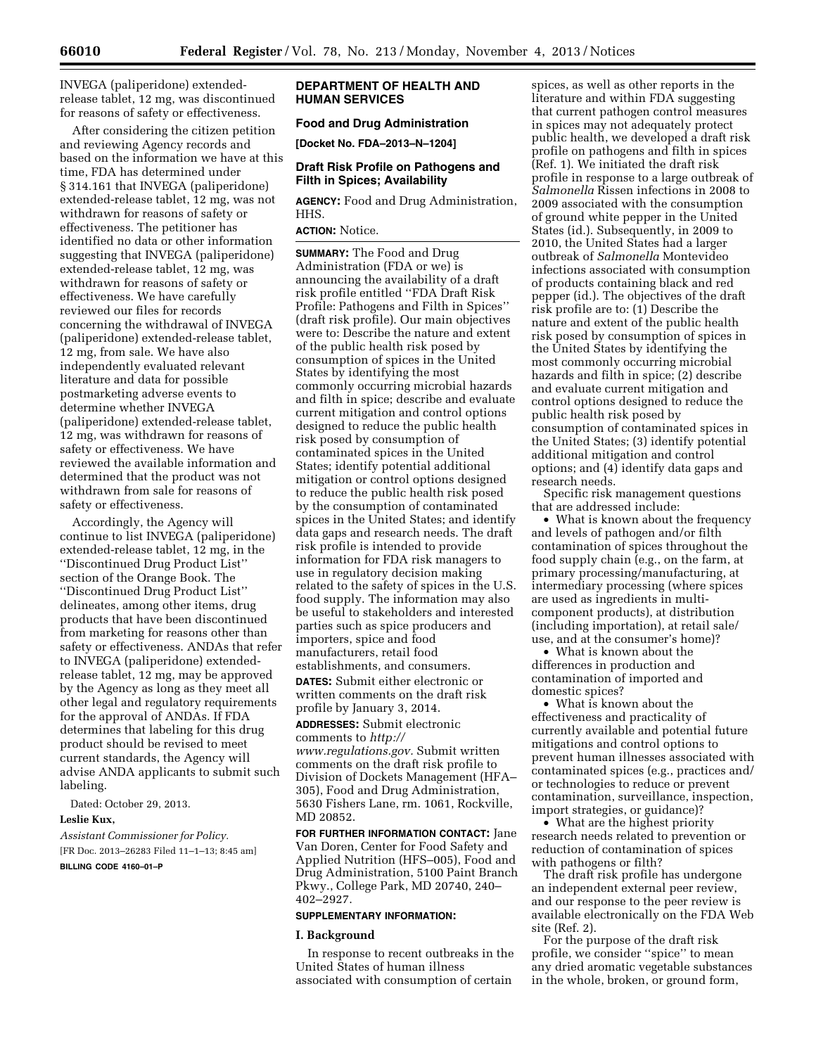INVEGA (paliperidone) extended-release tablet, 12 mg, was discontinued for reasons of safety or effectiveness.

After considering the citizen petition and reviewing Agency records and based on the information we have at this time, FDA has determined under § 314.161 that INVEGA (paliperidone) extended-release tablet, 12 mg, was not withdrawn for reasons of safety or effectiveness. The petitioner has identified no data or other information suggesting that INVEGA (paliperidone) extended-release tablet, 12 mg, was withdrawn for reasons of safety or effectiveness. We have carefully reviewed our files for records concerning the withdrawal of INVEGA (paliperidone) extended-release tablet, 12 mg, from sale. We have also independently evaluated relevant literature and data for possible postmarketing adverse events to determine whether INVEGA (paliperidone) extended-release tablet, 12 mg, was withdrawn for reasons of safety or effectiveness. We have reviewed the available information and determined that the product was not withdrawn from sale for reasons of safety or effectiveness.

Accordingly, the Agency will continue to list INVEGA (paliperidone) extended-release tablet, 12 mg, in the ''Discontinued Drug Product List'' section of the Orange Book. The ''Discontinued Drug Product List'' delineates, among other items, drug products that have been discontinued from marketing for reasons other than safety or effectiveness. ANDAs that refer to INVEGA (paliperidone) extended-release tablet, 12 mg, may be approved by the Agency as long as they meet all other legal and regulatory requirements for the approval of ANDAs. If FDA determines that labeling for this drug product should be revised to meet current standards, the Agency will advise ANDA applicants to submit such labeling.

Dated: October 29, 2013.

**Leslie Kux,**

*Assistant Commissioner for Policy.*

[FR Doc. 2013–26283 Filed 11–1–13; 8:45 am]

**BILLING CODE 4160–01–P**

## DEPARTMENT OF HEALTH AND HUMAN SERVICES

### Food and Drug Administration

**[Docket No. FDA–2013–N–1204]**

### Draft Risk Profile on Pathogens and Filth in Spices; Availability

**AGENCY:** Food and Drug Administration, HHS.

**ACTION:** Notice.

**SUMMARY:** The Food and Drug Administration (FDA or we) is announcing the availability of a draft risk profile entitled ''FDA Draft Risk Profile: Pathogens and Filth in Spices'' (draft risk profile). Our main objectives were to: Describe the nature and extent of the public health risk posed by consumption of spices in the United States by identifying the most commonly occurring microbial hazards and filth in spice; describe and evaluate current mitigation and control options designed to reduce the public health risk posed by consumption of contaminated spices in the United States; identify potential additional mitigation or control options designed to reduce the public health risk posed by the consumption of contaminated spices in the United States; and identify data gaps and research needs. The draft risk profile is intended to provide information for FDA risk managers to use in regulatory decision making related to the safety of spices in the U.S. food supply. The information may also be useful to stakeholders and interested parties such as spice producers and importers, spice and food manufacturers, retail food establishments, and consumers.

**DATES:** Submit either electronic or written comments on the draft risk profile by January 3, 2014.

**ADDRESSES:** Submit electronic comments to *http://www.regulations.gov.* Submit written comments on the draft risk profile to Division of Dockets Management (HFA–305), Food and Drug Administration, 5630 Fishers Lane, rm. 1061, Rockville, MD 20852.

**FOR FURTHER INFORMATION CONTACT:** Jane Van Doren, Center for Food Safety and Applied Nutrition (HFS–005), Food and Drug Administration, 5100 Paint Branch Pkwy., College Park, MD 20740, 240–402–2927.

**SUPPLEMENTARY INFORMATION:**

#### I. Background

In response to recent outbreaks in the United States of human illness associated with consumption of certain spices, as well as other reports in the literature and within FDA suggesting that current pathogen control measures in spices may not adequately protect public health, we developed a draft risk profile on pathogens and filth in spices (Ref. 1). We initiated the draft risk profile in response to a large outbreak of *Salmonella* Rissen infections in 2008 to 2009 associated with the consumption of ground white pepper in the United States (id.). Subsequently, in 2009 to 2010, the United States had a larger outbreak of *Salmonella* Montevideo infections associated with consumption of products containing black and red pepper (id.). The objectives of the draft risk profile are to: (1) Describe the nature and extent of the public health risk posed by consumption of spices in the United States by identifying the most commonly occurring microbial hazards and filth in spice; (2) describe and evaluate current mitigation and control options designed to reduce the public health risk posed by consumption of contaminated spices in the United States; (3) identify potential additional mitigation and control options; and (4) identify data gaps and research needs.

Specific risk management questions that are addressed include:

- What is known about the frequency and levels of pathogen and/or filth contamination of spices throughout the food supply chain (e.g., on the farm, at primary processing/manufacturing, at intermediary processing (where spices are used as ingredients in multi-component products), at distribution (including importation), at retail sale/use, and at the consumer's home)?
- What is known about the differences in production and contamination of imported and domestic spices?
- What is known about the effectiveness and practicality of currently available and potential future mitigations and control options to prevent human illnesses associated with contaminated spices (e.g., practices and/or technologies to reduce or prevent contamination, surveillance, inspection, import strategies, or guidance)?
- What are the highest priority research needs related to prevention or reduction of contamination of spices with pathogens or filth?

The draft risk profile has undergone an independent external peer review, and our response to the peer review is available electronically on the FDA Web site (Ref. 2).

For the purpose of the draft risk profile, we consider ''spice'' to mean any dried aromatic vegetable substances in the whole, broken, or ground form,